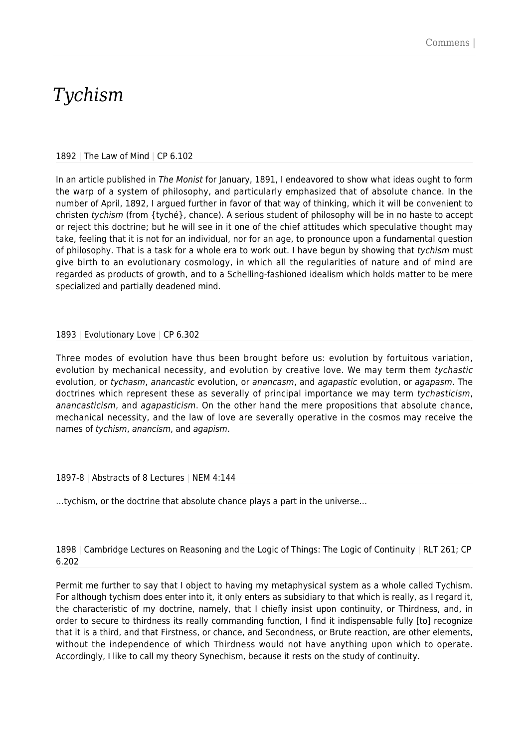# *Tychism*

1892 | The Law of Mind | CP 6.102

In an article published in *The Monist* for January, 1891, I endeavored to show what ideas ought to form the warp of a system of philosophy, and particularly emphasized that of absolute chance. In the number of April, 1892, I argued further in favor of that way of thinking, which it will be convenient to christen *tychism* (from {tyché}, chance). A serious student of philosophy will be in no haste to accept or reject this doctrine; but he will see in it one of the chief attitudes which speculative thought may take, feeling that it is not for an individual, nor for an age, to pronounce upon a fundamental question of philosophy. That is a task for a whole era to work out. I have begun by showing that *tychism* must give birth to an evolutionary cosmology, in which all the regularities of nature and of mind are regarded as products of growth, and to a Schelling-fashioned idealism which holds matter to be mere specialized and partially deadened mind.

1893 | Evolutionary Love | CP 6.302

Three modes of evolution have thus been brought before us: evolution by fortuitous variation, evolution by mechanical necessity, and evolution by creative love. We may term them *tychastic* evolution, or *tychasm*, *anancastic* evolution, or *anancasm*, and *agapastic* evolution, or *agapasm*. The doctrines which represent these as severally of principal importance we may term *tychasticism*, *anancasticism*, and *agapasticism*. On the other hand the mere propositions that absolute chance, mechanical necessity, and the law of love are severally operative in the cosmos may receive the names of *tychism*, *anancism*, and *agapism*.

1897-8 | Abstracts of 8 Lectures | NEM 4:144

…tychism, or the doctrine that absolute chance plays a part in the universe…

1898 | Cambridge Lectures on Reasoning and the Logic of Things: The Logic of Continuity | RLT 261; CP 6.202

Permit me further to say that I object to having my metaphysical system as a whole called Tychism. For although tychism does enter into it, it only enters as subsidiary to that which is really, as I regard it, the characteristic of my doctrine, namely, that I chiefly insist upon continuity, or Thirdness, and, in order to secure to thirdness its really commanding function, I find it indispensable fully [to] recognize that it is a third, and that Firstness, or chance, and Secondness, or Brute reaction, are other elements, without the independence of which Thirdness would not have anything upon which to operate. Accordingly, I like to call my theory Synechism, because it rests on the study of continuity.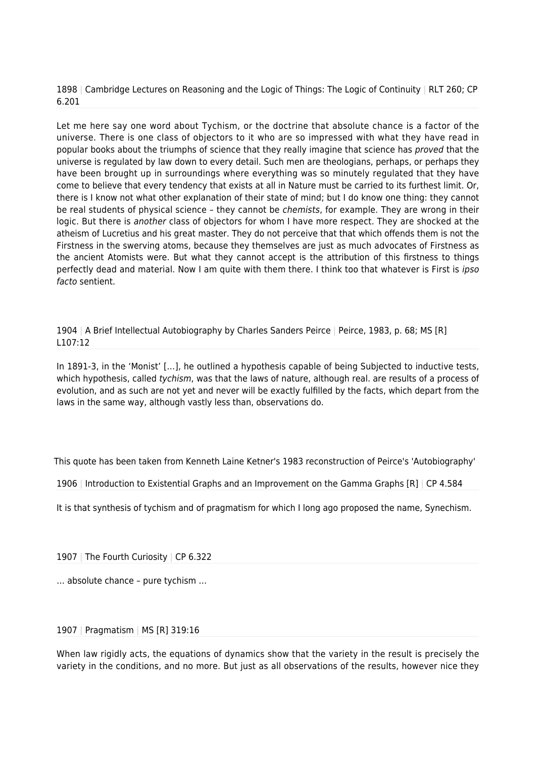1898 | Cambridge Lectures on Reasoning and the Logic of Things: The Logic of Continuity | RLT 260; CP 6.201

Let me here say one word about Tychism, or the doctrine that absolute chance is a factor of the universe. There is one class of objectors to it who are so impressed with what they have read in popular books about the triumphs of science that they really imagine that science has *proved* that the universe is regulated by law down to every detail. Such men are theologians, perhaps, or perhaps they have been brought up in surroundings where everything was so minutely regulated that they have come to believe that every tendency that exists at all in Nature must be carried to its furthest limit. Or, there is I know not what other explanation of their state of mind; but I do know one thing: they cannot be real students of physical science – they cannot be *chemists*, for example. They are wrong in their logic. But there is *another* class of objectors for whom I have more respect. They are shocked at the atheism of Lucretius and his great master. They do not perceive that that which offends them is not the Firstness in the swerving atoms, because they themselves are just as much advocates of Firstness as the ancient Atomists were. But what they cannot accept is the attribution of this firstness to things perfectly dead and material. Now I am quite with them there. I think too that whatever is First is *ipso facto* sentient.

1904 | A Brief Intellectual Autobiography by Charles Sanders Peirce | Peirce, 1983, p. 68; MS [R] L107:12

In 1891-3, in the 'Monist' […], he outlined a hypothesis capable of being Subjected to inductive tests, which hypothesis, called *tychism*, was that the laws of nature, although real. are results of a process of evolution, and as such are not yet and never will be exactly fulfilled by the facts, which depart from the laws in the same way, although vastly less than, observations do.

This quote has been taken from Kenneth Laine Ketner's 1983 reconstruction of Peirce's 'Autobiography'

1906 | Introduction to Existential Graphs and an Improvement on the Gamma Graphs [R] | CP 4.584

It is that synthesis of tychism and of pragmatism for which I long ago proposed the name, Synechism.

1907 | The Fourth Curiosity | CP 6.322

… absolute chance – pure tychism …

1907 | Pragmatism | MS [R] 319:16

When law rigidly acts, the equations of dynamics show that the variety in the result is precisely the variety in the conditions, and no more. But just as all observations of the results, however nice they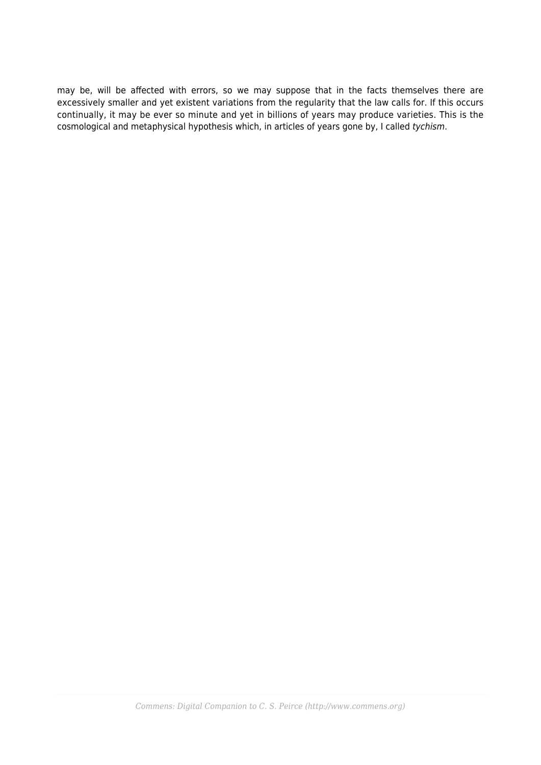may be, will be affected with errors, so we may suppose that in the facts themselves there are excessively smaller and yet existent variations from the regularity that the law calls for. If this occurs continually, it may be ever so minute and yet in billions of years may produce varieties. This is the cosmological and metaphysical hypothesis which, in articles of years gone by, I called *tychism*.